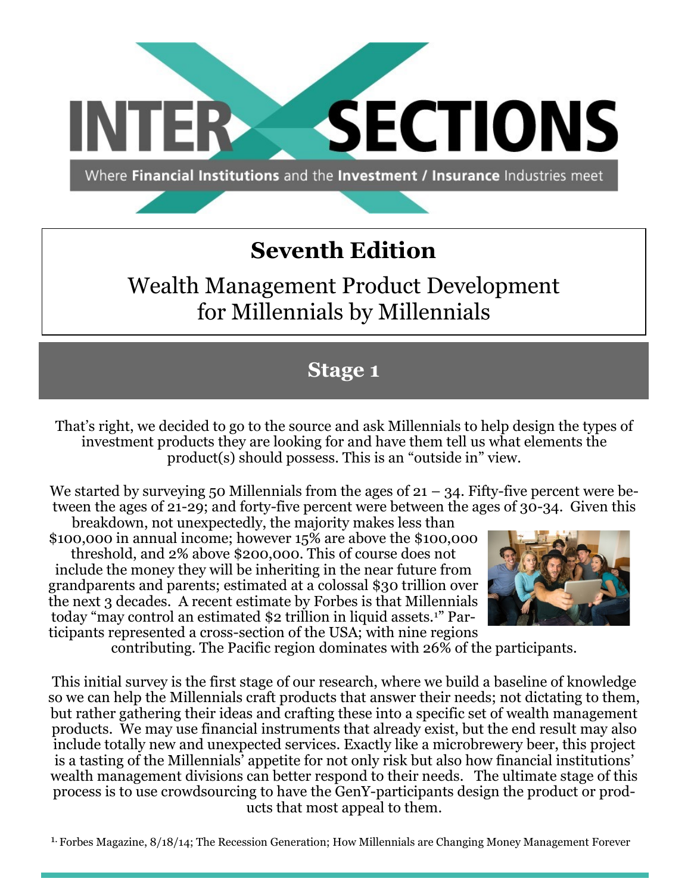# INTER SECTIONS

Where **Financial Institutions** and the **Investment / Insurance** Industries meet

## Seventh Edition

Wealth Management Product Development for Millennials by Millennials

## Stage 1

That's right, we decided to go to the source and ask Millennials to help design the types of investment products they are looking for and have them tell us what elements the product(s) should possess. This is an "outside in" view.

We started by surveying 50 Millennials from the ages of 21 – 34. Fifty-five percent were between the ages of 21-29; and forty-five percent were between the ages of 30-34. Given this breakdown, not unexpectedly, the majority makes less than $100,000 in annual income; however 15% are above the $100,000 threshold, and 2% above $200,000. This of course does not include the money they will be inheriting in the near future from grandparents and parents; estimated at a colossal $30 trillion over the next 3 decades. A recent estimate by Forbes is that Millennials today "may control an estimated $2 trillion in liquid assets.[1]" Participants represented a cross-section of the USA; with nine regions contributing. The Pacific region dominates with 26% of the participants.

This initial survey is the first stage of our research, where we build a baseline of knowledge so we can help the Millennials craft products that answer their needs; not dictating to them, but rather gathering their ideas and crafting these into a specific set of wealth management products. We may use financial instruments that already exist, but the end result may also include totally new and unexpected services. Exactly like a microbrewery beer, this project is a tasting of the Millennials' appetite for not only risk but also how financial institutions' wealth management divisions can better respond to their needs. The ultimate stage of this process is to use crowdsourcing to have the GenY-participants design the product or products that most appeal to them.

[1] Forbes Magazine, 8/18/14; The Recession Generation; How Millennials are Changing Money Management Forever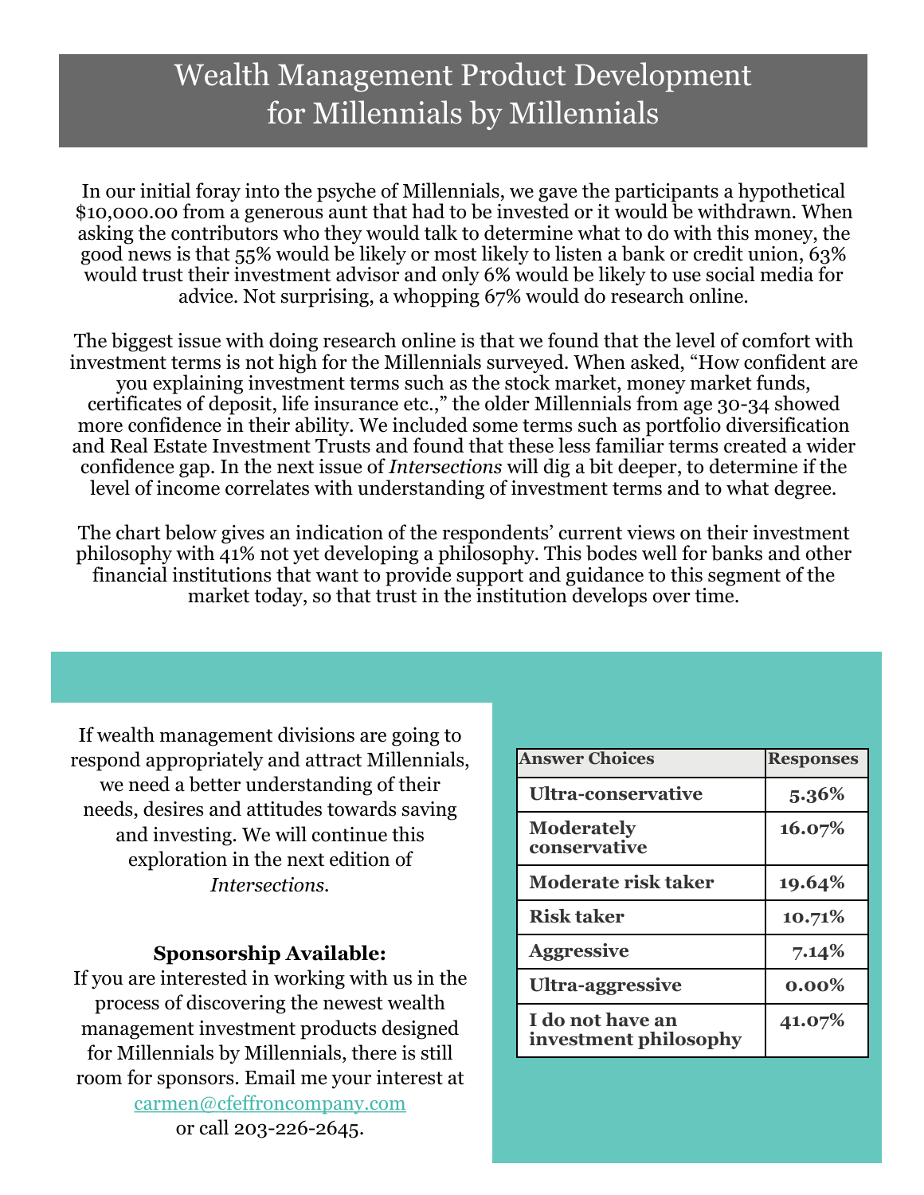# Wealth Management Product Development for Millennials by Millennials

In our initial foray into the psyche of Millennials, we gave the participants a hypothetical $10,000.00 from a generous aunt that had to be invested or it would be withdrawn. When asking the contributors who they would talk to determine what to do with this money, the good news is that 55% would be likely or most likely to listen a bank or credit union, 63% would trust their investment advisor and only 6% would be likely to use social media for advice. Not surprising, a whopping 67% would do research online.

The biggest issue with doing research online is that we found that the level of comfort with investment terms is not high for the Millennials surveyed. When asked, "How confident are you explaining investment terms such as the stock market, money market funds, certificates of deposit, life insurance etc.," the older Millennials from age 30-34 showed more confidence in their ability. We included some terms such as portfolio diversification and Real Estate Investment Trusts and found that these less familiar terms created a wider confidence gap. In the next issue of *Intersections* will dig a bit deeper, to determine if the level of income correlates with understanding of investment terms and to what degree.

The chart below gives an indication of the respondents' current views on their investment philosophy with 41% not yet developing a philosophy. This bodes well for banks and other financial institutions that want to provide support and guidance to this segment of the market today, so that trust in the institution develops over time.

If wealth management divisions are going to respond appropriately and attract Millennials, we need a better understanding of their needs, desires and attitudes towards saving and investing. We will continue this exploration in the next edition of *Intersections*.

**Sponsorship Available:**
If you are interested in working with us in the process of discovering the newest wealth management investment products designed for Millennials by Millennials, there is still room for sponsors. Email me your interest at carmen@cfeffroncompany.com or call 203-226-2645.

| Answer Choices | Responses |
|---|---|
| **Ultra-conservative** | **5.36%** |
| **Moderately conservative** | **16.07%** |
| **Moderate risk taker** | **19.64%** |
| **Risk taker** | **10.71%** |
| **Aggressive** | **7.14%** |
| **Ultra-aggressive** | **0.00%** |
| **I do not have an investment philosophy** | **41.07%** |